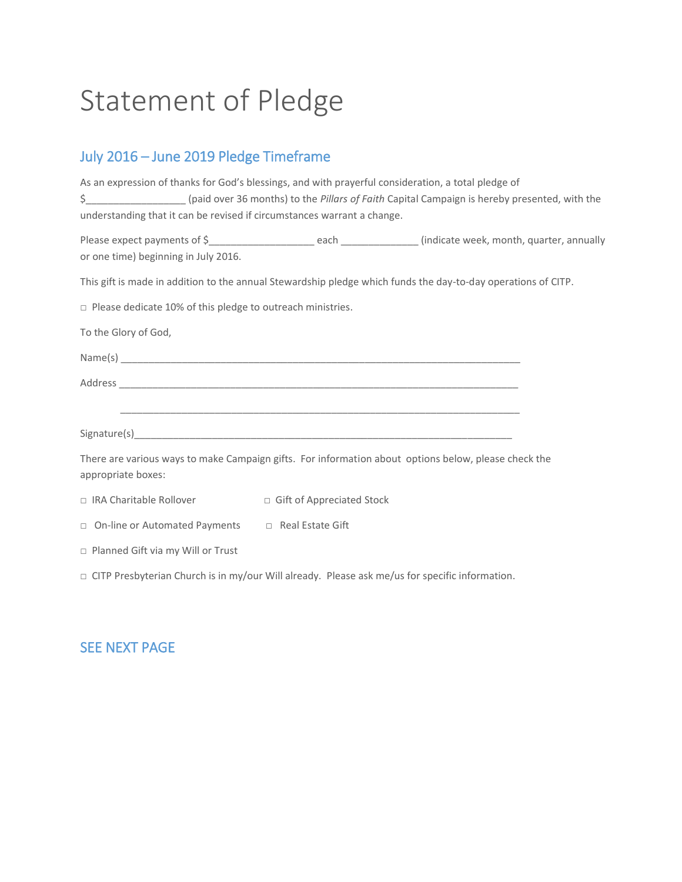# Statement of Pledge

## July 2016 – June 2019 Pledge Timeframe

As an expression of thanks for God's blessings, and with prayerful consideration, a total pledge of $_________________ (paid over 36 months) to the *Pillars of Faith* Capital Campaign is hereby presented, with the understanding that it can be revised if circumstances warrant a change.

Please expect payments of $__________________ each _____________ (indicate week, month, quarter, annually or one time) beginning in July 2016.

This gift is made in addition to the annual Stewardship pledge which funds the day-to-day operations of CITP.

□ Please dedicate 10% of this pledge to outreach ministries.

To the Glory of God,

Name(s) ______________________________________________________________________

Address ______________________________________________________________________

______________________________________________________________________

Signature(s)___________________________________________________________________

There are various ways to make Campaign gifts. For information about options below, please check the appropriate boxes:

□ IRA Charitable Rollover

□ Gift of Appreciated Stock

□ On-line or Automated Payments

□ Real Estate Gift

□ Planned Gift via my Will or Trust

□ CITP Presbyterian Church is in my/our Will already. Please ask me/us for specific information.

## SEE NEXT PAGE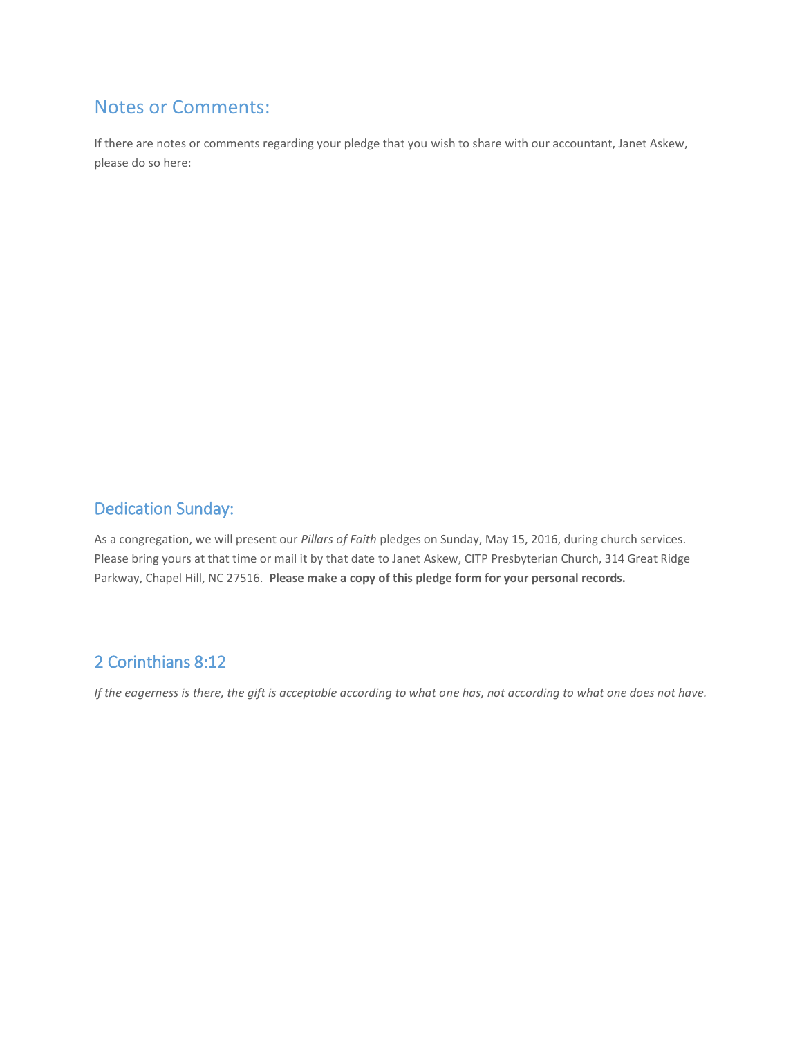## Notes or Comments:

If there are notes or comments regarding your pledge that you wish to share with our accountant, Janet Askew, please do so here:

## Dedication Sunday:

As a congregation, we will present our *Pillars of Faith* pledges on Sunday, May 15, 2016, during church services. Please bring yours at that time or mail it by that date to Janet Askew, CITP Presbyterian Church, 314 Great Ridge Parkway, Chapel Hill, NC 27516. **Please make a copy of this pledge form for your personal records.**

## 2 Corinthians 8:12

*If the eagerness is there, the gift is acceptable according to what one has, not according to what one does not have.*